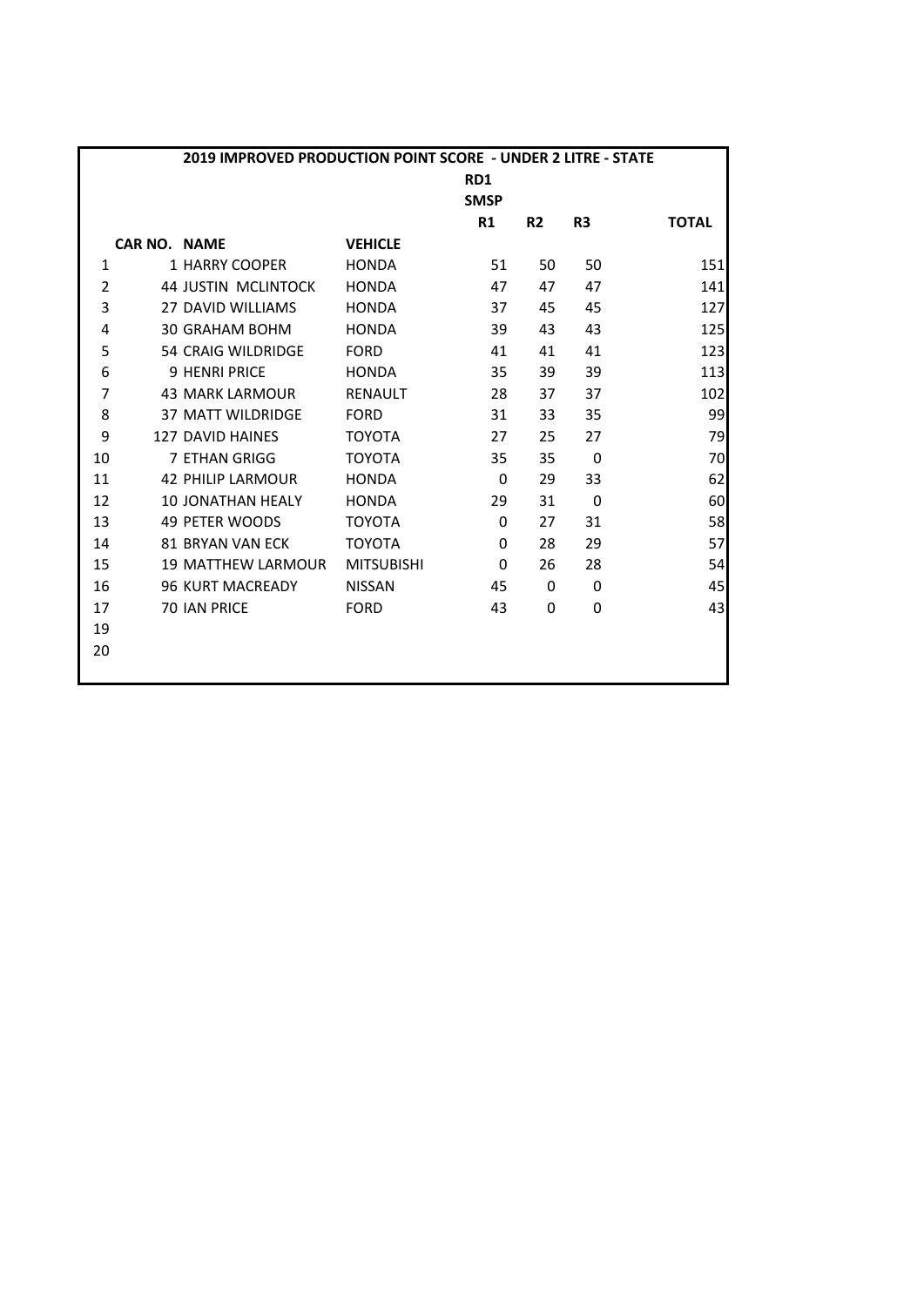## 2019 IMPROVED PRODUCTION POINT SCORE - UNDER 2 LITRE - STATE

| | | | | RD1 | | | |
|---|---|---|---|---|---|---|---|
| | | | | SMSP | | | |
| | | | | R1 | R2 | R3 | TOTAL |
| | CAR NO. | NAME | VEHICLE | | | | |
| 1 | 1 | HARRY COOPER | HONDA | 51 | 50 | 50 | 151 |
| 2 | 44 | JUSTIN MCLINTOCK | HONDA | 47 | 47 | 47 | 141 |
| 3 | 27 | DAVID WILLIAMS | HONDA | 37 | 45 | 45 | 127 |
| 4 | 30 | GRAHAM BOHM | HONDA | 39 | 43 | 43 | 125 |
| 5 | 54 | CRAIG WILDRIDGE | FORD | 41 | 41 | 41 | 123 |
| 6 | 9 | HENRI PRICE | HONDA | 35 | 39 | 39 | 113 |
| 7 | 43 | MARK LARMOUR | RENAULT | 28 | 37 | 37 | 102 |
| 8 | 37 | MATT WILDRIDGE | FORD | 31 | 33 | 35 | 99 |
| 9 | 127 | DAVID HAINES | TOYOTA | 27 | 25 | 27 | 79 |
| 10 | 7 | ETHAN GRIGG | TOYOTA | 35 | 35 | 0 | 70 |
| 11 | 42 | PHILIP LARMOUR | HONDA | 0 | 29 | 33 | 62 |
| 12 | 10 | JONATHAN HEALY | HONDA | 29 | 31 | 0 | 60 |
| 13 | 49 | PETER WOODS | TOYOTA | 0 | 27 | 31 | 58 |
| 14 | 81 | BRYAN VAN ECK | TOYOTA | 0 | 28 | 29 | 57 |
| 15 | 19 | MATTHEW LARMOUR | MITSUBISHI | 0 | 26 | 28 | 54 |
| 16 | 96 | KURT MACREADY | NISSAN | 45 | 0 | 0 | 45 |
| 17 | 70 | IAN PRICE | FORD | 43 | 0 | 0 | 43 |
| 19 | | | | | | | |
| 20 | | | | | | | |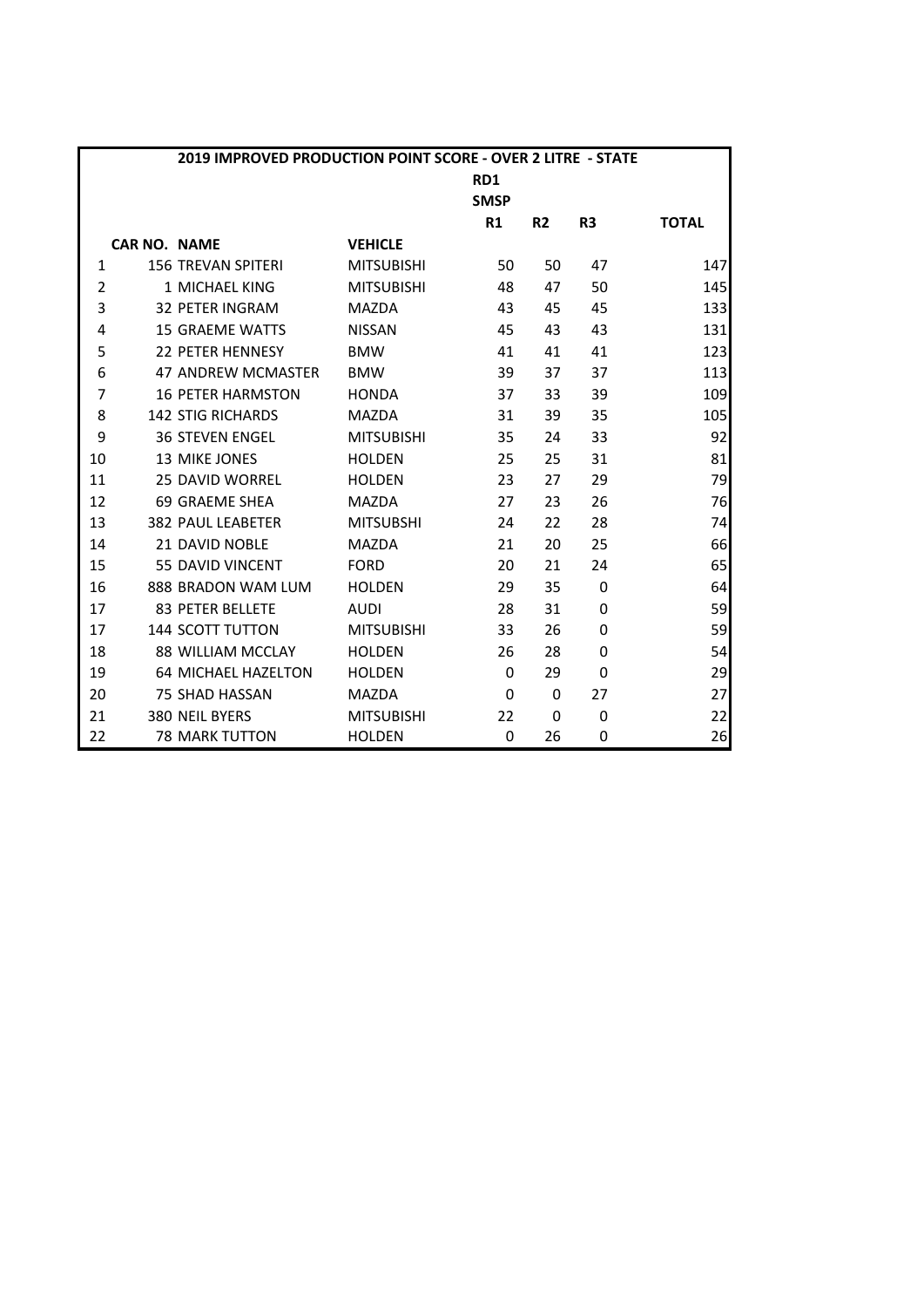| | | | | | | | |
|---|---|---|---|---|---|---|---|
| **2019 IMPROVED PRODUCTION POINT SCORE - OVER 2 LITRE - STATE** | | | | | | | |
| | | | | **RD1** | | | |
| | | | | **SMSP** | | | |
| | | | | **R1** | **R2** | **R3** | **TOTAL** |
| | **CAR NO.** | **NAME** | **VEHICLE** | | | | |
| 1 | 156 | TREVAN SPITERI | MITSUBISHI | 50 | 50 | 47 | 147 |
| 2 | 1 | MICHAEL KING | MITSUBISHI | 48 | 47 | 50 | 145 |
| 3 | 32 | PETER INGRAM | MAZDA | 43 | 45 | 45 | 133 |
| 4 | 15 | GRAEME WATTS | NISSAN | 45 | 43 | 43 | 131 |
| 5 | 22 | PETER HENNESY | BMW | 41 | 41 | 41 | 123 |
| 6 | 47 | ANDREW MCMASTER | BMW | 39 | 37 | 37 | 113 |
| 7 | 16 | PETER HARMSTON | HONDA | 37 | 33 | 39 | 109 |
| 8 | 142 | STIG RICHARDS | MAZDA | 31 | 39 | 35 | 105 |
| 9 | 36 | STEVEN ENGEL | MITSUBISHI | 35 | 24 | 33 | 92 |
| 10 | 13 | MIKE JONES | HOLDEN | 25 | 25 | 31 | 81 |
| 11 | 25 | DAVID WORREL | HOLDEN | 23 | 27 | 29 | 79 |
| 12 | 69 | GRAEME SHEA | MAZDA | 27 | 23 | 26 | 76 |
| 13 | 382 | PAUL LEABETER | MITSUBSHI | 24 | 22 | 28 | 74 |
| 14 | 21 | DAVID NOBLE | MAZDA | 21 | 20 | 25 | 66 |
| 15 | 55 | DAVID VINCENT | FORD | 20 | 21 | 24 | 65 |
| 16 | 888 | BRADON WAM LUM | HOLDEN | 29 | 35 | 0 | 64 |
| 17 | 83 | PETER BELLETE | AUDI | 28 | 31 | 0 | 59 |
| 17 | 144 | SCOTT TUTTON | MITSUBISHI | 33 | 26 | 0 | 59 |
| 18 | 88 | WILLIAM MCCLAY | HOLDEN | 26 | 28 | 0 | 54 |
| 19 | 64 | MICHAEL HAZELTON | HOLDEN | 0 | 29 | 0 | 29 |
| 20 | 75 | SHAD HASSAN | MAZDA | 0 | 0 | 27 | 27 |
| 21 | 380 | NEIL BYERS | MITSUBISHI | 22 | 0 | 0 | 22 |
| 22 | 78 | MARK TUTTON | HOLDEN | 0 | 26 | 0 | 26 |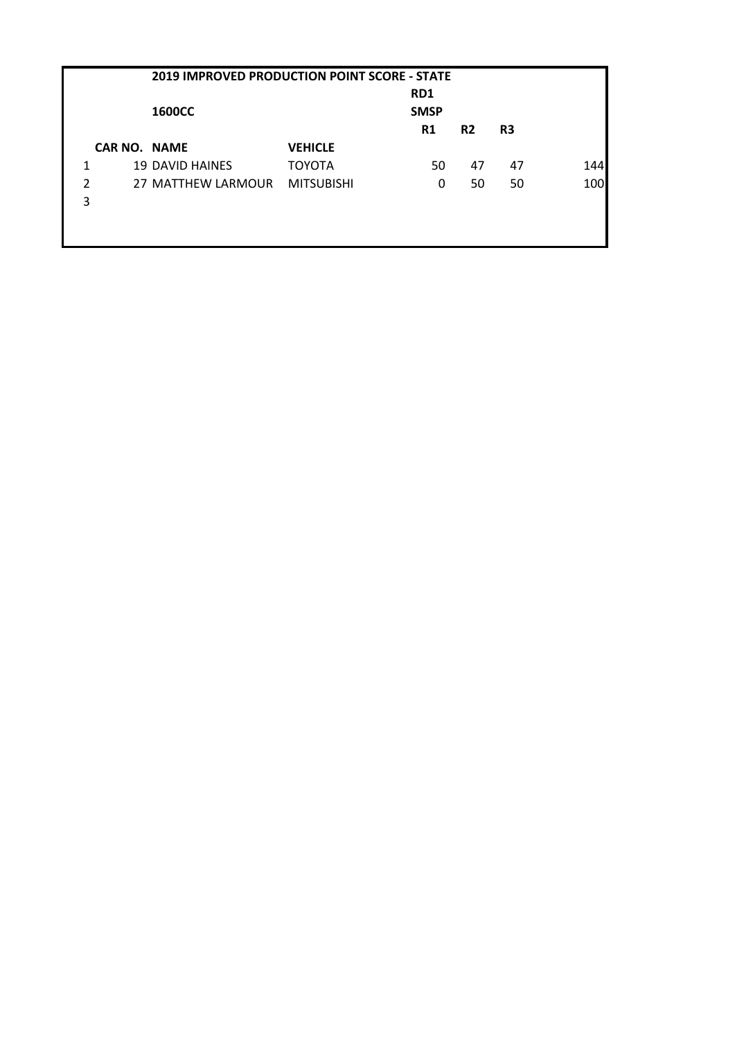**2019 IMPROVED PRODUCTION POINT SCORE - STATE**

**1600CC**

| | CAR NO. | NAME | VEHICLE | RD1 SMSP R1 | R2 | R3 | |
|---|---|---|---|---|---|---|---|
| 1 | 19 | DAVID HAINES | TOYOTA | 50 | 47 | 47 | 144 |
| 2 | 27 | MATTHEW LARMOUR | MITSUBISHI | 0 | 50 | 50 | 100 |
| 3 | | | | | | | |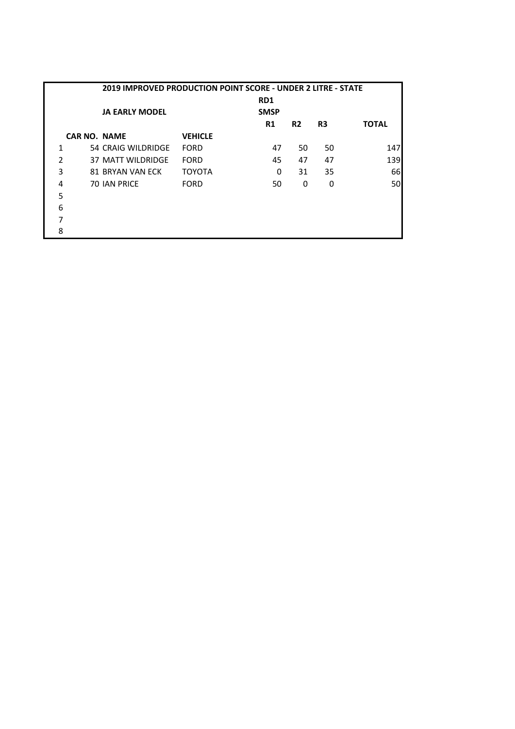| 2019 IMPROVED PRODUCTION POINT SCORE - UNDER 2 LITRE - STATE | | | | | | | |
|---|---|---|---|---|---|---|---|
| | | | | **RD1** | | | |
| | | **JA EARLY MODEL** | | **SMSP** | | | |
| | | | | **R1** | **R2** | **R3** | **TOTAL** |
| | **CAR NO.** | **NAME** | **VEHICLE** | | | | |
| 1 | 54 | CRAIG WILDRIDGE | FORD | 47 | 50 | 50 | 147 |
| 2 | 37 | MATT WILDRIDGE | FORD | 45 | 47 | 47 | 139 |
| 3 | 81 | BRYAN VAN ECK | TOYOTA | 0 | 31 | 35 | 66 |
| 4 | 70 | IAN PRICE | FORD | 50 | 0 | 0 | 50 |
| 5 | | | | | | | |
| 6 | | | | | | | |
| 7 | | | | | | | |
| 8 | | | | | | | |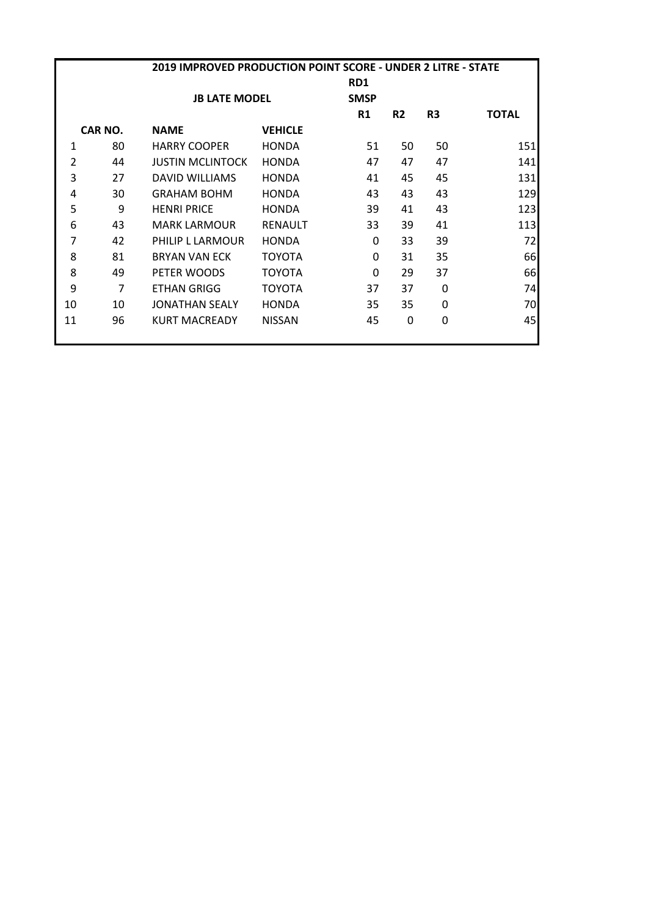## 2019 IMPROVED PRODUCTION POINT SCORE - UNDER 2 LITRE - STATE

| | | | | RD1 | | | |
|---|---|---|---|---|---|---|---|
| | | **JB LATE MODEL** | | **SMSP** | | | |
| | | | | **R1** | **R2** | **R3** | **TOTAL** |
| | **CAR NO.** | **NAME** | **VEHICLE** | | | | |
| 1 | 80 | HARRY COOPER | HONDA | 51 | 50 | 50 | 151 |
| 2 | 44 | JUSTIN MCLINTOCK | HONDA | 47 | 47 | 47 | 141 |
| 3 | 27 | DAVID WILLIAMS | HONDA | 41 | 45 | 45 | 131 |
| 4 | 30 | GRAHAM BOHM | HONDA | 43 | 43 | 43 | 129 |
| 5 | 9 | HENRI PRICE | HONDA | 39 | 41 | 43 | 123 |
| 6 | 43 | MARK LARMOUR | RENAULT | 33 | 39 | 41 | 113 |
| 7 | 42 | PHILIP L LARMOUR | HONDA | 0 | 33 | 39 | 72 |
| 8 | 81 | BRYAN VAN ECK | TOYOTA | 0 | 31 | 35 | 66 |
| 8 | 49 | PETER WOODS | TOYOTA | 0 | 29 | 37 | 66 |
| 9 | 7 | ETHAN GRIGG | TOYOTA | 37 | 37 | 0 | 74 |
| 10 | 10 | JONATHAN SEALY | HONDA | 35 | 35 | 0 | 70 |
| 11 | 96 | KURT MACREADY | NISSAN | 45 | 0 | 0 | 45 |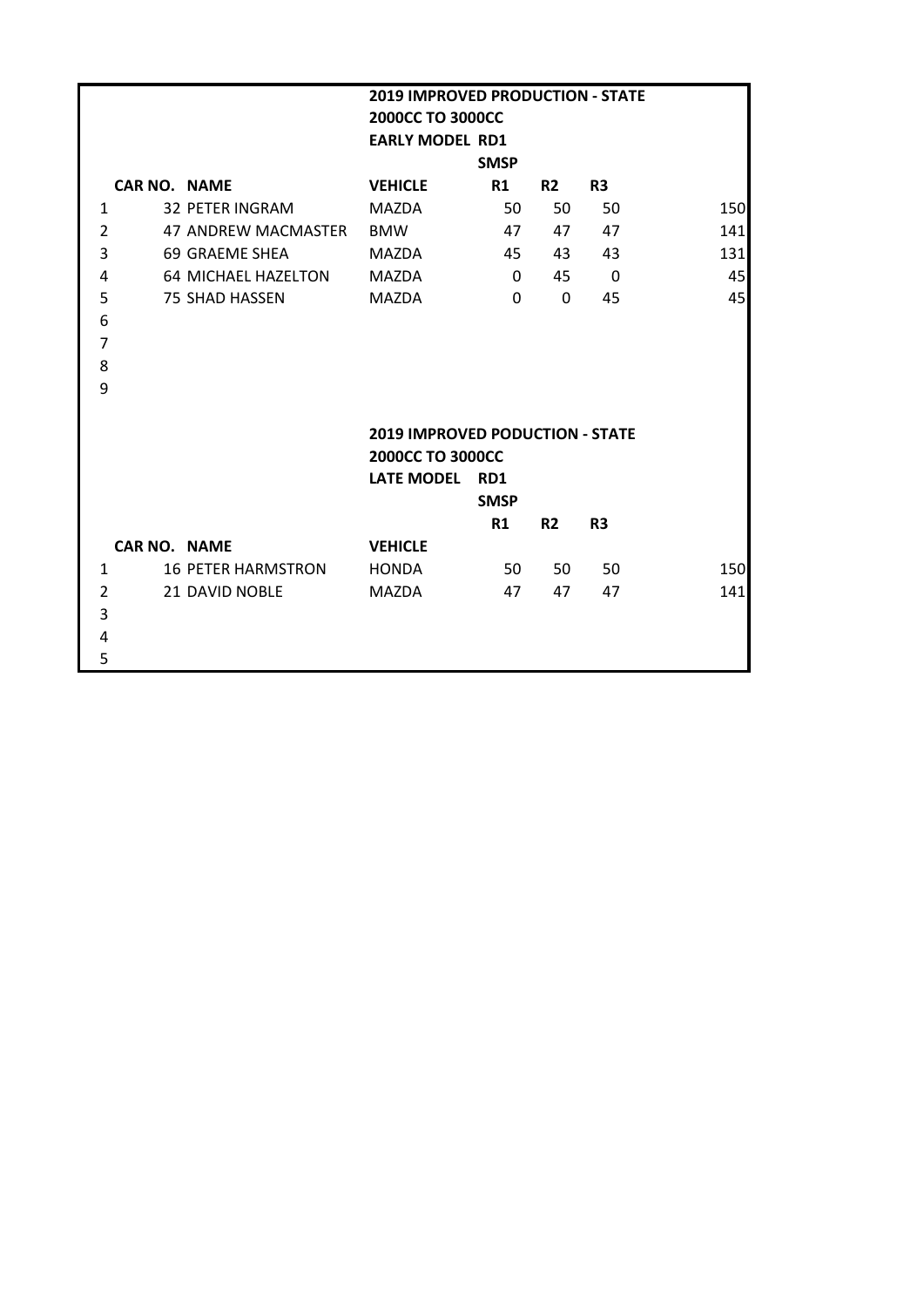**2019 IMPROVED PRODUCTION - STATE**
**2000CC TO 3000CC**
**EARLY MODEL RD1**

| | CAR NO. | NAME | VEHICLE | SMSP R1 | R2 | R3 | |
|---|---|---|---|---|---|---|---|
| 1 | 32 | PETER INGRAM | MAZDA | 50 | 50 | 50 | 150 |
| 2 | 47 | ANDREW MACMASTER | BMW | 47 | 47 | 47 | 141 |
| 3 | 69 | GRAEME SHEA | MAZDA | 45 | 43 | 43 | 131 |
| 4 | 64 | MICHAEL HAZELTON | MAZDA | 0 | 45 | 0 | 45 |
| 5 | 75 | SHAD HASSEN | MAZDA | 0 | 0 | 45 | 45 |
| 6 | | | | | | | |
| 7 | | | | | | | |
| 8 | | | | | | | |
| 9 | | | | | | | |

**2019 IMPROVED PODUCTION - STATE**
**2000CC TO 3000CC**
**LATE MODEL RD1**

| | CAR NO. | NAME | VEHICLE | SMSP R1 | R2 | R3 | |
|---|---|---|---|---|---|---|---|
| 1 | 16 | PETER HARMSTRON | HONDA | 50 | 50 | 50 | 150 |
| 2 | 21 | DAVID NOBLE | MAZDA | 47 | 47 | 47 | 141 |
| 3 | | | | | | | |
| 4 | | | | | | | |
| 5 | | | | | | | |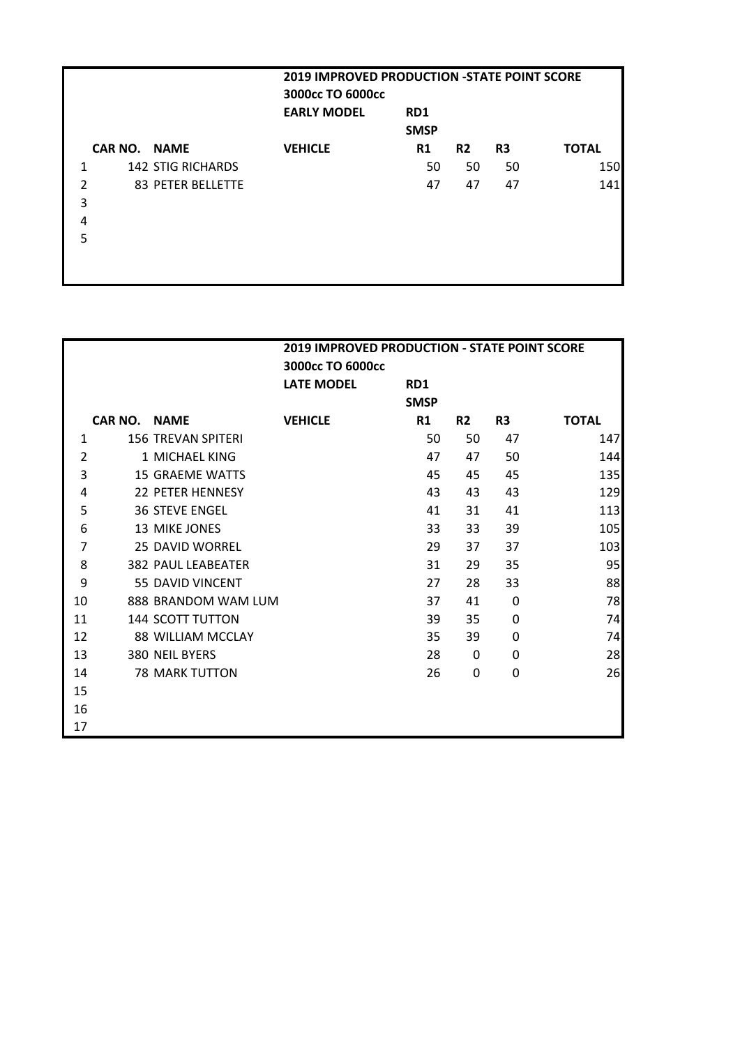| | | | 2019 IMPROVED PRODUCTION -STATE POINT SCORE | | | | |
|---|---|---|---|---|---|---|---|
| | | | 3000cc TO 6000cc | | | | |
| | | | EARLY MODEL | RD1 | | | |
| | | | | SMSP | | | |
| | CAR NO. | NAME | VEHICLE | R1 | R2 | R3 | TOTAL |
| 1 | 142 | STIG RICHARDS | | 50 | 50 | 50 | 150 |
| 2 | 83 | PETER BELLETTE | | 47 | 47 | 47 | 141 |
| 3 | | | | | | | |
| 4 | | | | | | | |
| 5 | | | | | | | |

| | | | 2019 IMPROVED PRODUCTION - STATE POINT SCORE | | | | |
|---|---|---|---|---|---|---|---|
| | | | 3000cc TO 6000cc | | | | |
| | | | LATE MODEL | RD1 | | | |
| | | | | SMSP | | | |
| | CAR NO. | NAME | VEHICLE | R1 | R2 | R3 | TOTAL |
| 1 | 156 | TREVAN SPITERI | | 50 | 50 | 47 | 147 |
| 2 | 1 | MICHAEL KING | | 47 | 47 | 50 | 144 |
| 3 | 15 | GRAEME WATTS | | 45 | 45 | 45 | 135 |
| 4 | 22 | PETER HENNESY | | 43 | 43 | 43 | 129 |
| 5 | 36 | STEVE ENGEL | | 41 | 31 | 41 | 113 |
| 6 | 13 | MIKE JONES | | 33 | 33 | 39 | 105 |
| 7 | 25 | DAVID WORREL | | 29 | 37 | 37 | 103 |
| 8 | 382 | PAUL LEABEATER | | 31 | 29 | 35 | 95 |
| 9 | 55 | DAVID VINCENT | | 27 | 28 | 33 | 88 |
| 10 | 888 | BRANDOM WAM LUM | | 37 | 41 | 0 | 78 |
| 11 | 144 | SCOTT TUTTON | | 39 | 35 | 0 | 74 |
| 12 | 88 | WILLIAM MCCLAY | | 35 | 39 | 0 | 74 |
| 13 | 380 | NEIL BYERS | | 28 | 0 | 0 | 28 |
| 14 | 78 | MARK TUTTON | | 26 | 0 | 0 | 26 |
| 15 | | | | | | | |
| 16 | | | | | | | |
| 17 | | | | | | | |